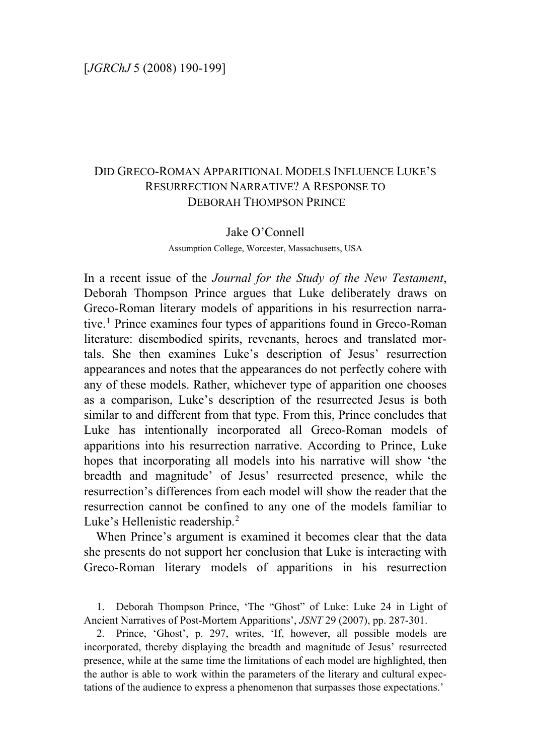# DID GRECO-ROMAN APPARITIONAL MODELS INFLUENCE LUKE'S RESURRECTION NARRATIVE? A RESPONSE TO DEBORAH THOMPSON PRINCE

Jake O'Connell

Assumption College, Worcester, Massachusetts, USA

In a recent issue of the *Journal for the Study of the New Testament*, Deborah Thompson Prince argues that Luke deliberately draws on Greco-Roman literary models of apparitions in his resurrection narrative.[1] Prince examines four types of apparitions found in Greco-Roman literature: disembodied spirits, revenants, heroes and translated mortals. She then examines Luke's description of Jesus' resurrection appearances and notes that the appearances do not perfectly cohere with any of these models. Rather, whichever type of apparition one chooses as a comparison, Luke's description of the resurrected Jesus is both similar to and different from that type. From this, Prince concludes that Luke has intentionally incorporated all Greco-Roman models of apparitions into his resurrection narrative. According to Prince, Luke hopes that incorporating all models into his narrative will show 'the breadth and magnitude' of Jesus' resurrected presence, while the resurrection's differences from each model will show the reader that the resurrection cannot be confined to any one of the models familiar to Luke's Hellenistic readership.[2]

When Prince's argument is examined it becomes clear that the data she presents do not support her conclusion that Luke is interacting with Greco-Roman literary models of apparitions in his resurrection

1. Deborah Thompson Prince, 'The "Ghost" of Luke: Luke 24 in Light of Ancient Narratives of Post-Mortem Apparitions', *JSNT* 29 (2007), pp. 287-301.

2. Prince, 'Ghost', p. 297, writes, 'If, however, all possible models are incorporated, thereby displaying the breadth and magnitude of Jesus' resurrected presence, while at the same time the limitations of each model are highlighted, then the author is able to work within the parameters of the literary and cultural expectations of the audience to express a phenomenon that surpasses those expectations.'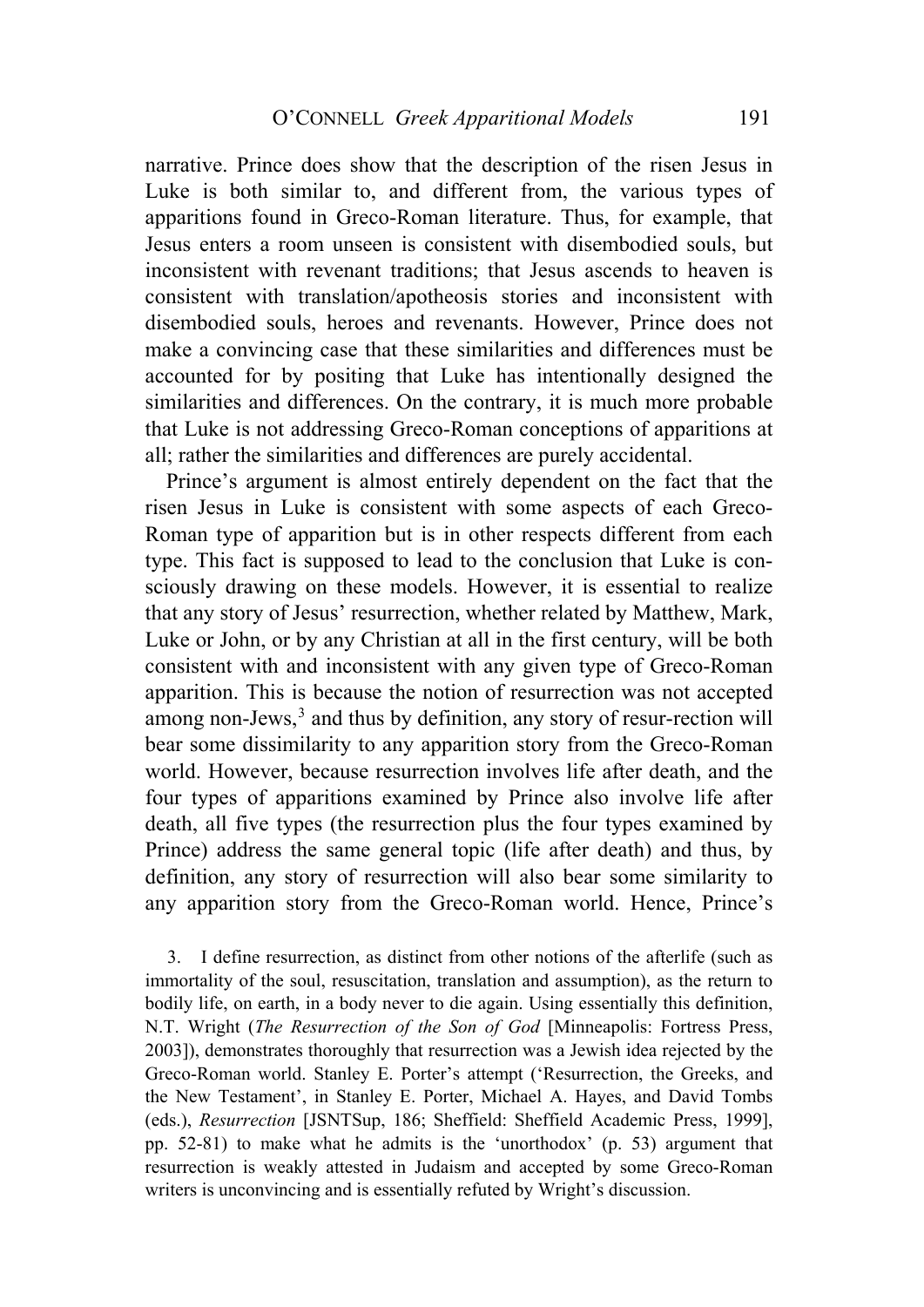narrative. Prince does show that the description of the risen Jesus in Luke is both similar to, and different from, the various types of apparitions found in Greco-Roman literature. Thus, for example, that Jesus enters a room unseen is consistent with disembodied souls, but inconsistent with revenant traditions; that Jesus ascends to heaven is consistent with translation/apotheosis stories and inconsistent with disembodied souls, heroes and revenants. However, Prince does not make a convincing case that these similarities and differences must be accounted for by positing that Luke has intentionally designed the similarities and differences. On the contrary, it is much more probable that Luke is not addressing Greco-Roman conceptions of apparitions at all; rather the similarities and differences are purely accidental.

Prince's argument is almost entirely dependent on the fact that the risen Jesus in Luke is consistent with some aspects of each Greco-Roman type of apparition but is in other respects different from each type. This fact is supposed to lead to the conclusion that Luke is consciously drawing on these models. However, it is essential to realize that any story of Jesus' resurrection, whether related by Matthew, Mark, Luke or John, or by any Christian at all in the first century, will be both consistent with and inconsistent with any given type of Greco-Roman apparition. This is because the notion of resurrection was not accepted among non-Jews,[3] and thus by definition, any story of resur-rection will bear some dissimilarity to any apparition story from the Greco-Roman world. However, because resurrection involves life after death, and the four types of apparitions examined by Prince also involve life after death, all five types (the resurrection plus the four types examined by Prince) address the same general topic (life after death) and thus, by definition, any story of resurrection will also bear some similarity to any apparition story from the Greco-Roman world. Hence, Prince's

3. I define resurrection, as distinct from other notions of the afterlife (such as immortality of the soul, resuscitation, translation and assumption), as the return to bodily life, on earth, in a body never to die again. Using essentially this definition, N.T. Wright (*The Resurrection of the Son of God* [Minneapolis: Fortress Press, 2003]), demonstrates thoroughly that resurrection was a Jewish idea rejected by the Greco-Roman world. Stanley E. Porter's attempt ('Resurrection, the Greeks, and the New Testament', in Stanley E. Porter, Michael A. Hayes, and David Tombs (eds.), *Resurrection* [JSNTSup, 186; Sheffield: Sheffield Academic Press, 1999], pp. 52-81) to make what he admits is the 'unorthodox' (p. 53) argument that resurrection is weakly attested in Judaism and accepted by some Greco-Roman writers is unconvincing and is essentially refuted by Wright's discussion.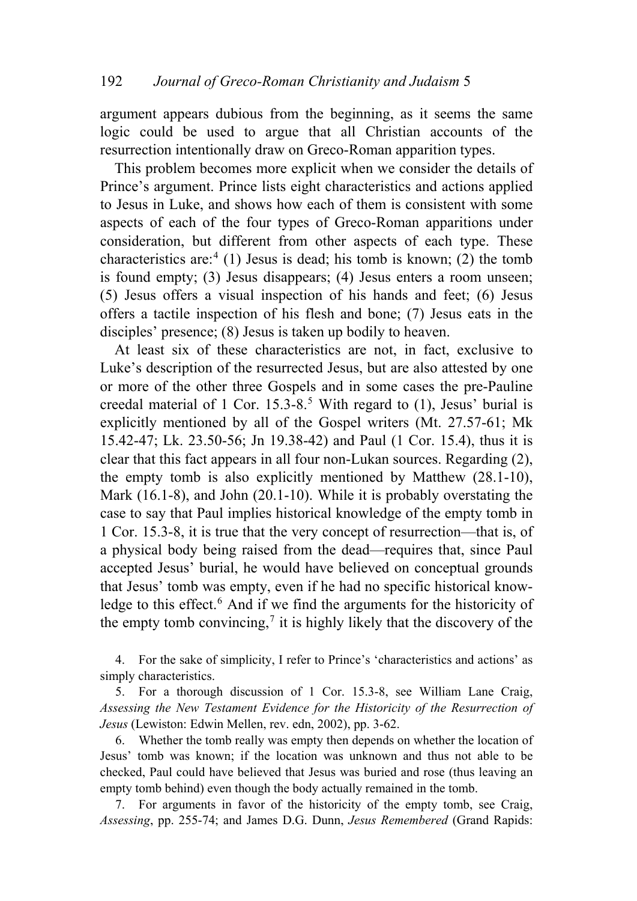argument appears dubious from the beginning, as it seems the same logic could be used to argue that all Christian accounts of the resurrection intentionally draw on Greco-Roman apparition types.

This problem becomes more explicit when we consider the details of Prince's argument. Prince lists eight characteristics and actions applied to Jesus in Luke, and shows how each of them is consistent with some aspects of each of the four types of Greco-Roman apparitions under consideration, but different from other aspects of each type. These characteristics are:[4] (1) Jesus is dead; his tomb is known; (2) the tomb is found empty; (3) Jesus disappears; (4) Jesus enters a room unseen; (5) Jesus offers a visual inspection of his hands and feet; (6) Jesus offers a tactile inspection of his flesh and bone; (7) Jesus eats in the disciples' presence; (8) Jesus is taken up bodily to heaven.

At least six of these characteristics are not, in fact, exclusive to Luke's description of the resurrected Jesus, but are also attested by one or more of the other three Gospels and in some cases the pre-Pauline creedal material of 1 Cor. 15.3-8.[5] With regard to (1), Jesus' burial is explicitly mentioned by all of the Gospel writers (Mt. 27.57-61; Mk 15.42-47; Lk. 23.50-56; Jn 19.38-42) and Paul (1 Cor. 15.4), thus it is clear that this fact appears in all four non-Lukan sources. Regarding (2), the empty tomb is also explicitly mentioned by Matthew (28.1-10), Mark (16.1-8), and John (20.1-10). While it is probably overstating the case to say that Paul implies historical knowledge of the empty tomb in 1 Cor. 15.3-8, it is true that the very concept of resurrection—that is, of a physical body being raised from the dead—requires that, since Paul accepted Jesus' burial, he would have believed on conceptual grounds that Jesus' tomb was empty, even if he had no specific historical knowledge to this effect.[6] And if we find the arguments for the historicity of the empty tomb convincing,[7] it is highly likely that the discovery of the

4. For the sake of simplicity, I refer to Prince's 'characteristics and actions' as simply characteristics.

5. For a thorough discussion of 1 Cor. 15.3-8, see William Lane Craig, *Assessing the New Testament Evidence for the Historicity of the Resurrection of Jesus* (Lewiston: Edwin Mellen, rev. edn, 2002), pp. 3-62.

6. Whether the tomb really was empty then depends on whether the location of Jesus' tomb was known; if the location was unknown and thus not able to be checked, Paul could have believed that Jesus was buried and rose (thus leaving an empty tomb behind) even though the body actually remained in the tomb.

7. For arguments in favor of the historicity of the empty tomb, see Craig, *Assessing*, pp. 255-74; and James D.G. Dunn, *Jesus Remembered* (Grand Rapids: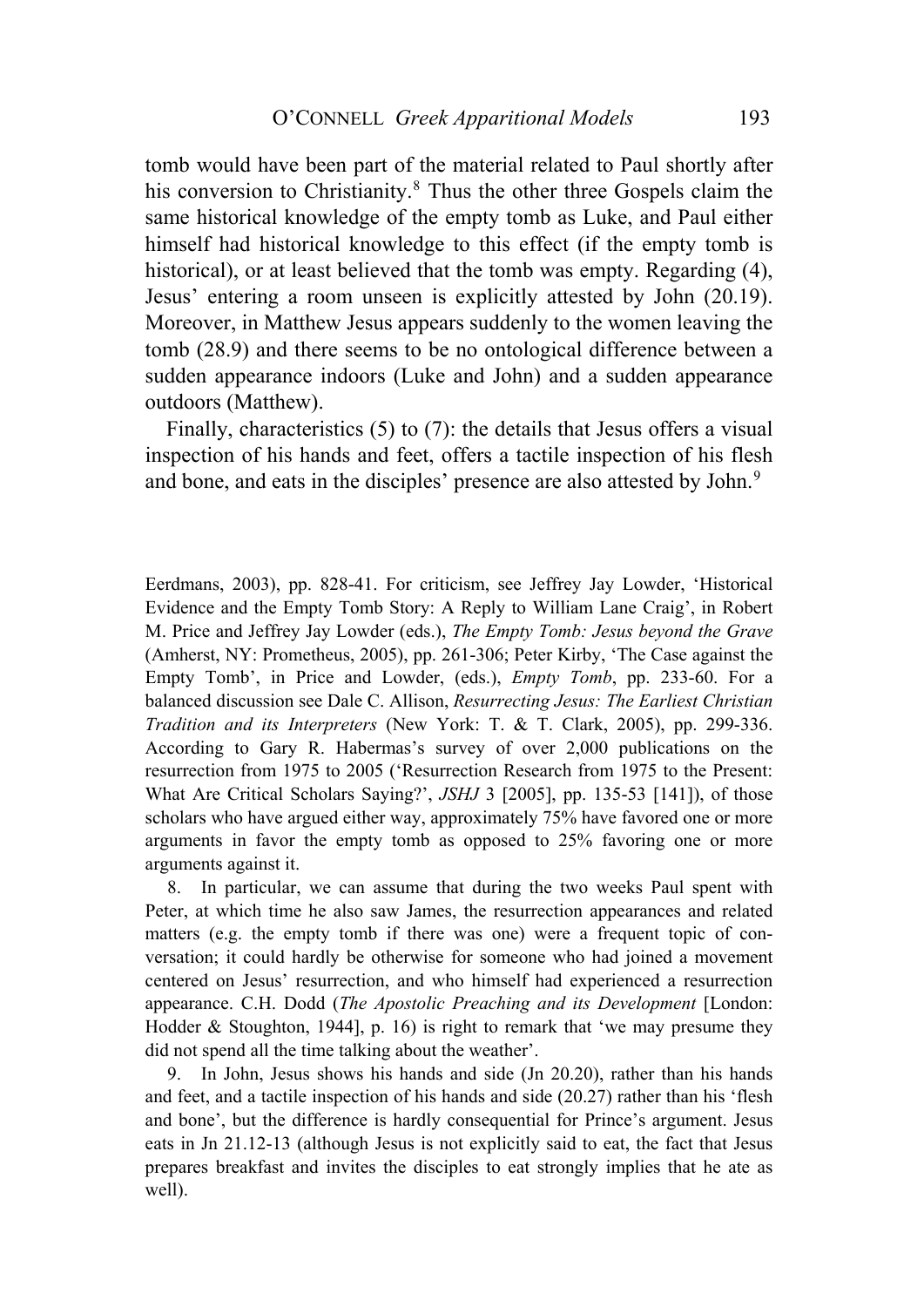tomb would have been part of the material related to Paul shortly after his conversion to Christianity.[8] Thus the other three Gospels claim the same historical knowledge of the empty tomb as Luke, and Paul either himself had historical knowledge to this effect (if the empty tomb is historical), or at least believed that the tomb was empty. Regarding (4), Jesus' entering a room unseen is explicitly attested by John (20.19). Moreover, in Matthew Jesus appears suddenly to the women leaving the tomb (28.9) and there seems to be no ontological difference between a sudden appearance indoors (Luke and John) and a sudden appearance outdoors (Matthew).

Finally, characteristics (5) to (7): the details that Jesus offers a visual inspection of his hands and feet, offers a tactile inspection of his flesh and bone, and eats in the disciples' presence are also attested by John.[9]

Eerdmans, 2003), pp. 828-41. For criticism, see Jeffrey Jay Lowder, 'Historical Evidence and the Empty Tomb Story: A Reply to William Lane Craig', in Robert M. Price and Jeffrey Jay Lowder (eds.), *The Empty Tomb: Jesus beyond the Grave* (Amherst, NY: Prometheus, 2005), pp. 261-306; Peter Kirby, 'The Case against the Empty Tomb', in Price and Lowder, (eds.), *Empty Tomb*, pp. 233-60. For a balanced discussion see Dale C. Allison, *Resurrecting Jesus: The Earliest Christian Tradition and its Interpreters* (New York: T. & T. Clark, 2005), pp. 299-336. According to Gary R. Habermas's survey of over 2,000 publications on the resurrection from 1975 to 2005 ('Resurrection Research from 1975 to the Present: What Are Critical Scholars Saying?', *JSHJ* 3 [2005], pp. 135-53 [141]), of those scholars who have argued either way, approximately 75% have favored one or more arguments in favor the empty tomb as opposed to 25% favoring one or more arguments against it.

8. In particular, we can assume that during the two weeks Paul spent with Peter, at which time he also saw James, the resurrection appearances and related matters (e.g. the empty tomb if there was one) were a frequent topic of conversation; it could hardly be otherwise for someone who had joined a movement centered on Jesus' resurrection, and who himself had experienced a resurrection appearance. C.H. Dodd (*The Apostolic Preaching and its Development* [London: Hodder & Stoughton, 1944], p. 16) is right to remark that 'we may presume they did not spend all the time talking about the weather'.

9. In John, Jesus shows his hands and side (Jn 20.20), rather than his hands and feet, and a tactile inspection of his hands and side (20.27) rather than his 'flesh and bone', but the difference is hardly consequential for Prince's argument. Jesus eats in Jn 21.12-13 (although Jesus is not explicitly said to eat, the fact that Jesus prepares breakfast and invites the disciples to eat strongly implies that he ate as well).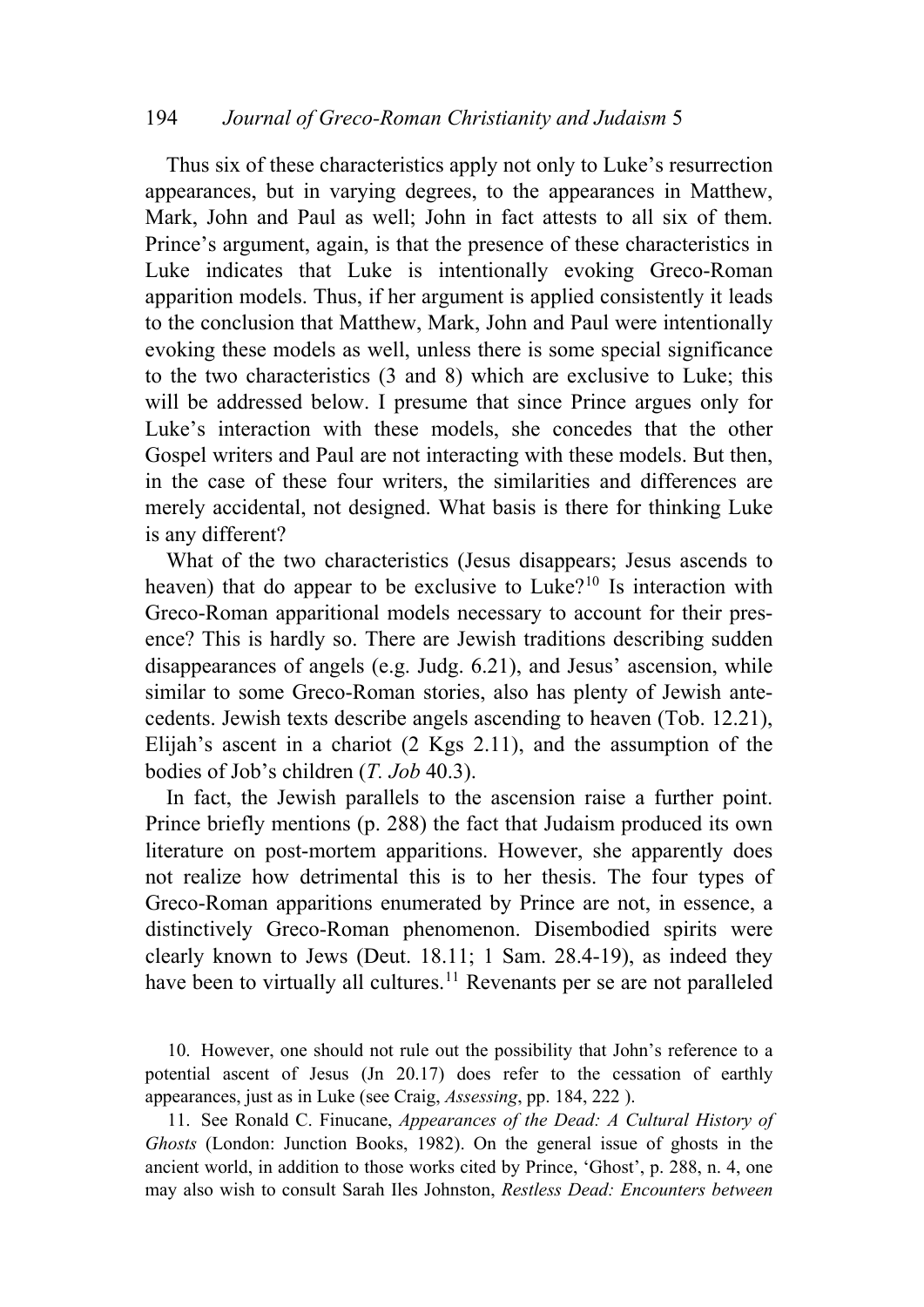Thus six of these characteristics apply not only to Luke's resurrection appearances, but in varying degrees, to the appearances in Matthew, Mark, John and Paul as well; John in fact attests to all six of them. Prince's argument, again, is that the presence of these characteristics in Luke indicates that Luke is intentionally evoking Greco-Roman apparition models. Thus, if her argument is applied consistently it leads to the conclusion that Matthew, Mark, John and Paul were intentionally evoking these models as well, unless there is some special significance to the two characteristics (3 and 8) which are exclusive to Luke; this will be addressed below. I presume that since Prince argues only for Luke's interaction with these models, she concedes that the other Gospel writers and Paul are not interacting with these models. But then, in the case of these four writers, the similarities and differences are merely accidental, not designed. What basis is there for thinking Luke is any different?

What of the two characteristics (Jesus disappears; Jesus ascends to heaven) that do appear to be exclusive to Luke?[10] Is interaction with Greco-Roman apparitional models necessary to account for their presence? This is hardly so. There are Jewish traditions describing sudden disappearances of angels (e.g. Judg. 6.21), and Jesus' ascension, while similar to some Greco-Roman stories, also has plenty of Jewish antecedents. Jewish texts describe angels ascending to heaven (Tob. 12.21), Elijah's ascent in a chariot (2 Kgs 2.11), and the assumption of the bodies of Job's children (*T. Job* 40.3).

In fact, the Jewish parallels to the ascension raise a further point. Prince briefly mentions (p. 288) the fact that Judaism produced its own literature on post-mortem apparitions. However, she apparently does not realize how detrimental this is to her thesis. The four types of Greco-Roman apparitions enumerated by Prince are not, in essence, a distinctively Greco-Roman phenomenon. Disembodied spirits were clearly known to Jews (Deut. 18.11; 1 Sam. 28.4-19), as indeed they have been to virtually all cultures.[11] Revenants per se are not paralleled

10. However, one should not rule out the possibility that John's reference to a potential ascent of Jesus (Jn 20.17) does refer to the cessation of earthly appearances, just as in Luke (see Craig, *Assessing*, pp. 184, 222 ).

11. See Ronald C. Finucane, *Appearances of the Dead: A Cultural History of Ghosts* (London: Junction Books, 1982). On the general issue of ghosts in the ancient world, in addition to those works cited by Prince, 'Ghost', p. 288, n. 4, one may also wish to consult Sarah Iles Johnston, *Restless Dead: Encounters between*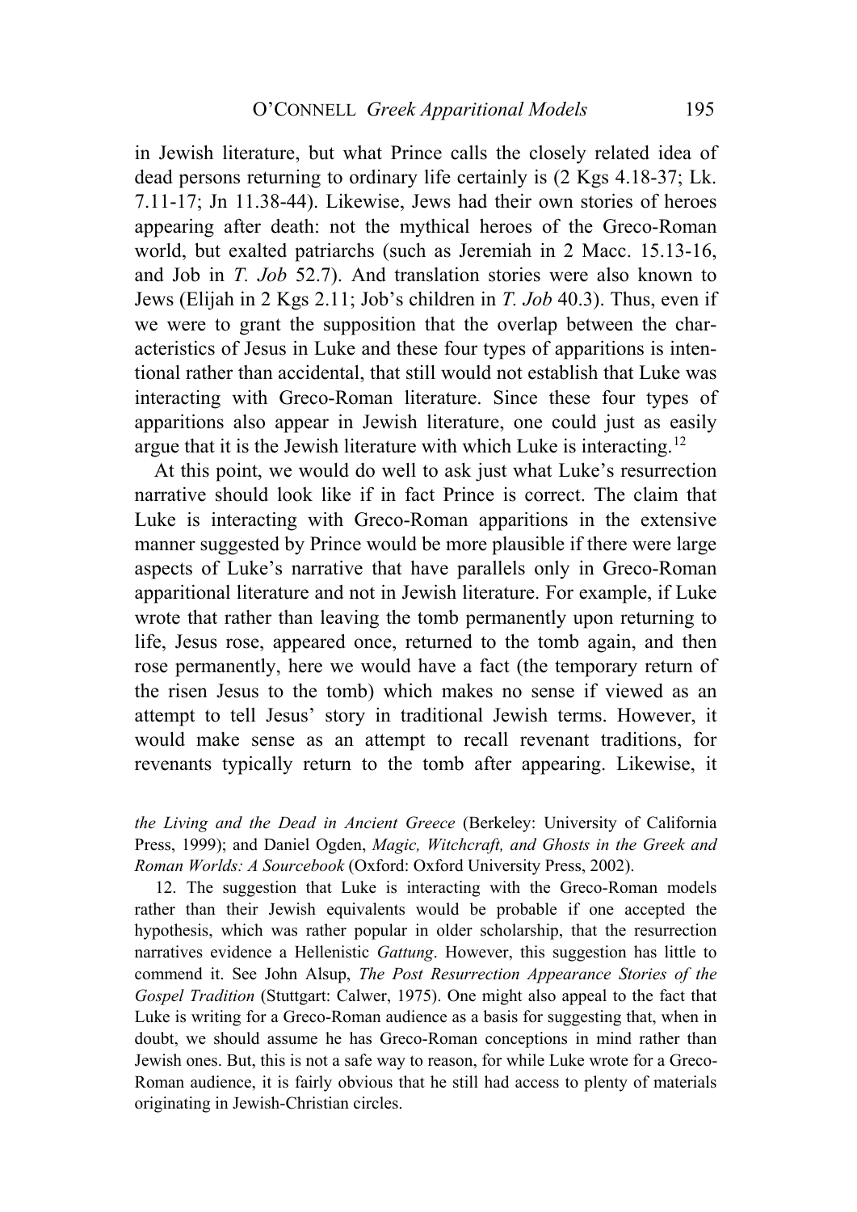in Jewish literature, but what Prince calls the closely related idea of dead persons returning to ordinary life certainly is (2 Kgs 4.18-37; Lk. 7.11-17; Jn 11.38-44). Likewise, Jews had their own stories of heroes appearing after death: not the mythical heroes of the Greco-Roman world, but exalted patriarchs (such as Jeremiah in 2 Macc. 15.13-16, and Job in *T. Job* 52.7). And translation stories were also known to Jews (Elijah in 2 Kgs 2.11; Job's children in *T. Job* 40.3). Thus, even if we were to grant the supposition that the overlap between the characteristics of Jesus in Luke and these four types of apparitions is intentional rather than accidental, that still would not establish that Luke was interacting with Greco-Roman literature. Since these four types of apparitions also appear in Jewish literature, one could just as easily argue that it is the Jewish literature with which Luke is interacting.[12]

At this point, we would do well to ask just what Luke's resurrection narrative should look like if in fact Prince is correct. The claim that Luke is interacting with Greco-Roman apparitions in the extensive manner suggested by Prince would be more plausible if there were large aspects of Luke's narrative that have parallels only in Greco-Roman apparitional literature and not in Jewish literature. For example, if Luke wrote that rather than leaving the tomb permanently upon returning to life, Jesus rose, appeared once, returned to the tomb again, and then rose permanently, here we would have a fact (the temporary return of the risen Jesus to the tomb) which makes no sense if viewed as an attempt to tell Jesus' story in traditional Jewish terms. However, it would make sense as an attempt to recall revenant traditions, for revenants typically return to the tomb after appearing. Likewise, it

*the Living and the Dead in Ancient Greece* (Berkeley: University of California Press, 1999); and Daniel Ogden, *Magic, Witchcraft, and Ghosts in the Greek and Roman Worlds: A Sourcebook* (Oxford: Oxford University Press, 2002).

12. The suggestion that Luke is interacting with the Greco-Roman models rather than their Jewish equivalents would be probable if one accepted the hypothesis, which was rather popular in older scholarship, that the resurrection narratives evidence a Hellenistic *Gattung*. However, this suggestion has little to commend it. See John Alsup, *The Post Resurrection Appearance Stories of the Gospel Tradition* (Stuttgart: Calwer, 1975). One might also appeal to the fact that Luke is writing for a Greco-Roman audience as a basis for suggesting that, when in doubt, we should assume he has Greco-Roman conceptions in mind rather than Jewish ones. But, this is not a safe way to reason, for while Luke wrote for a Greco-Roman audience, it is fairly obvious that he still had access to plenty of materials originating in Jewish-Christian circles.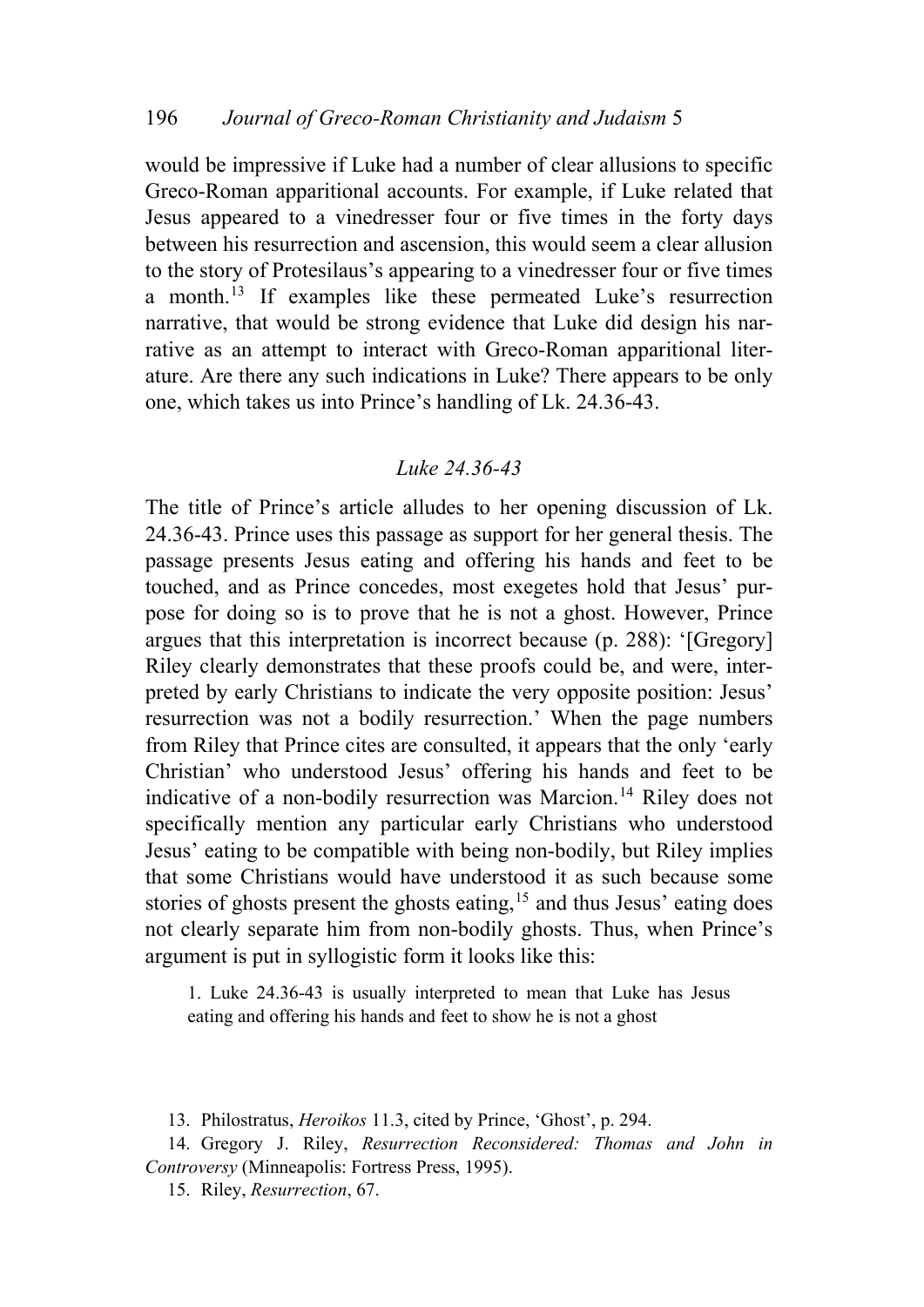would be impressive if Luke had a number of clear allusions to specific Greco-Roman apparitional accounts. For example, if Luke related that Jesus appeared to a vinedresser four or five times in the forty days between his resurrection and ascension, this would seem a clear allusion to the story of Protesilaus's appearing to a vinedresser four or five times a month.[13] If examples like these permeated Luke's resurrection narrative, that would be strong evidence that Luke did design his narrative as an attempt to interact with Greco-Roman apparitional literature. Are there any such indications in Luke? There appears to be only one, which takes us into Prince's handling of Lk. 24.36-43.

### *Luke 24.36-43*

The title of Prince's article alludes to her opening discussion of Lk. 24.36-43. Prince uses this passage as support for her general thesis. The passage presents Jesus eating and offering his hands and feet to be touched, and as Prince concedes, most exegetes hold that Jesus' purpose for doing so is to prove that he is not a ghost. However, Prince argues that this interpretation is incorrect because (p. 288): '[Gregory] Riley clearly demonstrates that these proofs could be, and were, interpreted by early Christians to indicate the very opposite position: Jesus' resurrection was not a bodily resurrection.' When the page numbers from Riley that Prince cites are consulted, it appears that the only 'early Christian' who understood Jesus' offering his hands and feet to be indicative of a non-bodily resurrection was Marcion.[14] Riley does not specifically mention any particular early Christians who understood Jesus' eating to be compatible with being non-bodily, but Riley implies that some Christians would have understood it as such because some stories of ghosts present the ghosts eating,[15] and thus Jesus' eating does not clearly separate him from non-bodily ghosts. Thus, when Prince's argument is put in syllogistic form it looks like this:

> 1. Luke 24.36-43 is usually interpreted to mean that Luke has Jesus eating and offering his hands and feet to show he is not a ghost

---

13. Philostratus, *Heroikos* 11.3, cited by Prince, 'Ghost', p. 294.

14. Gregory J. Riley, *Resurrection Reconsidered: Thomas and John in Controversy* (Minneapolis: Fortress Press, 1995).

15. Riley, *Resurrection*, 67.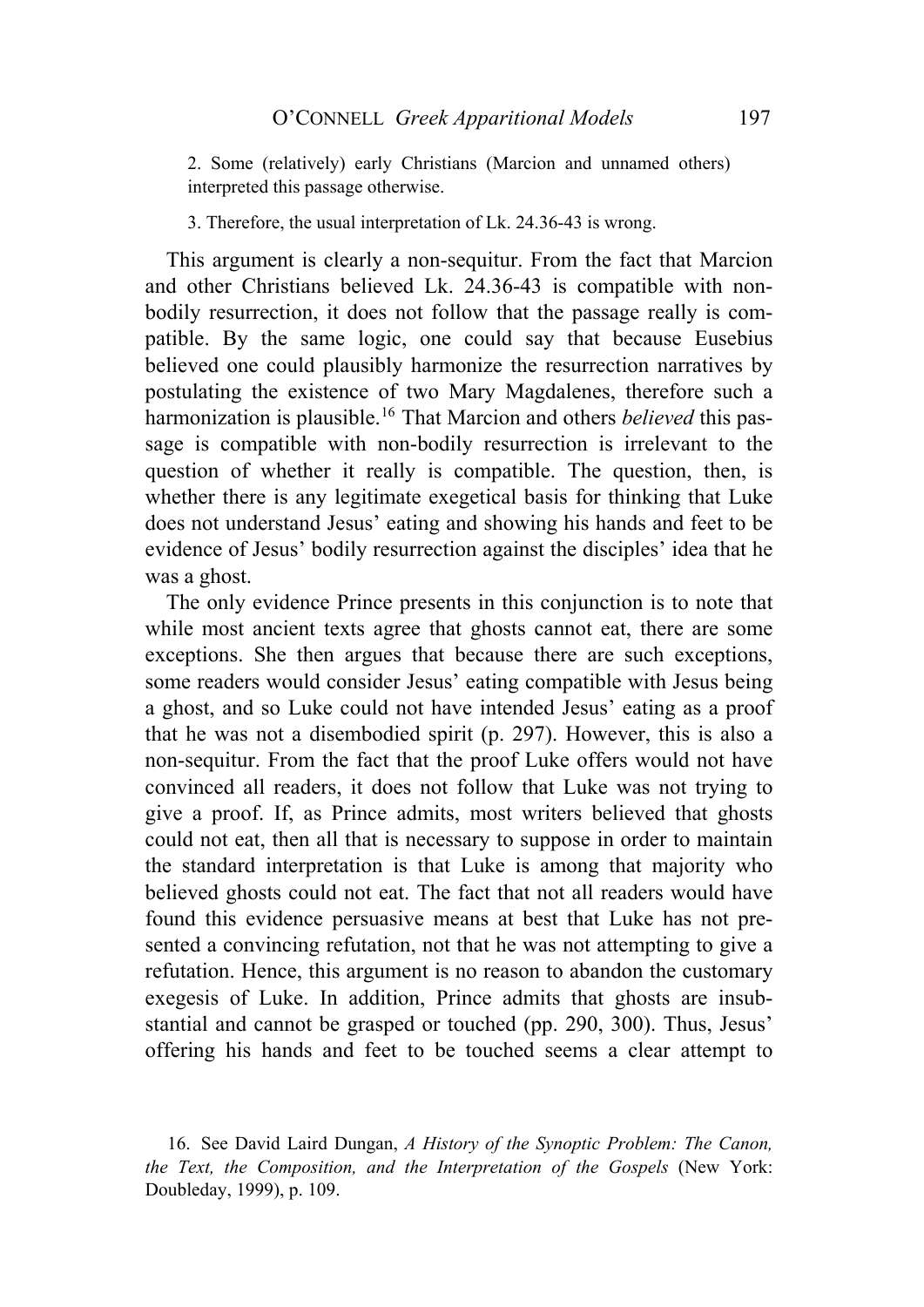2. Some (relatively) early Christians (Marcion and unnamed others) interpreted this passage otherwise.

3. Therefore, the usual interpretation of Lk. 24.36-43 is wrong.

This argument is clearly a non-sequitur. From the fact that Marcion and other Christians believed Lk. 24.36-43 is compatible with non-bodily resurrection, it does not follow that the passage really is compatible. By the same logic, one could say that because Eusebius believed one could plausibly harmonize the resurrection narratives by postulating the existence of two Mary Magdalenes, therefore such a harmonization is plausible.[16] That Marcion and others *believed* this passage is compatible with non-bodily resurrection is irrelevant to the question of whether it really is compatible. The question, then, is whether there is any legitimate exegetical basis for thinking that Luke does not understand Jesus' eating and showing his hands and feet to be evidence of Jesus' bodily resurrection against the disciples' idea that he was a ghost.

The only evidence Prince presents in this conjunction is to note that while most ancient texts agree that ghosts cannot eat, there are some exceptions. She then argues that because there are such exceptions, some readers would consider Jesus' eating compatible with Jesus being a ghost, and so Luke could not have intended Jesus' eating as a proof that he was not a disembodied spirit (p. 297). However, this is also a non-sequitur. From the fact that the proof Luke offers would not have convinced all readers, it does not follow that Luke was not trying to give a proof. If, as Prince admits, most writers believed that ghosts could not eat, then all that is necessary to suppose in order to maintain the standard interpretation is that Luke is among that majority who believed ghosts could not eat. The fact that not all readers would have found this evidence persuasive means at best that Luke has not presented a convincing refutation, not that he was not attempting to give a refutation. Hence, this argument is no reason to abandon the customary exegesis of Luke. In addition, Prince admits that ghosts are insubstantial and cannot be grasped or touched (pp. 290, 300). Thus, Jesus' offering his hands and feet to be touched seems a clear attempt to

16. See David Laird Dungan, *A History of the Synoptic Problem: The Canon, the Text, the Composition, and the Interpretation of the Gospels* (New York: Doubleday, 1999), p. 109.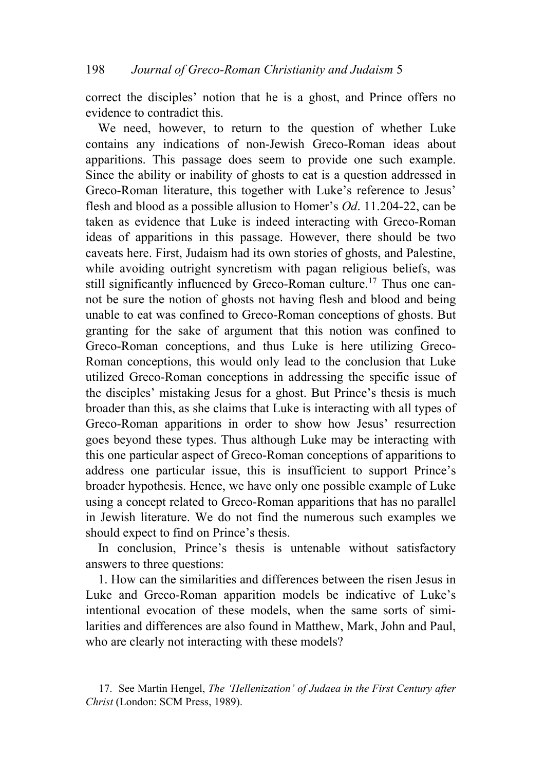correct the disciples' notion that he is a ghost, and Prince offers no evidence to contradict this.

We need, however, to return to the question of whether Luke contains any indications of non-Jewish Greco-Roman ideas about apparitions. This passage does seem to provide one such example. Since the ability or inability of ghosts to eat is a question addressed in Greco-Roman literature, this together with Luke's reference to Jesus' flesh and blood as a possible allusion to Homer's *Od*. 11.204-22, can be taken as evidence that Luke is indeed interacting with Greco-Roman ideas of apparitions in this passage. However, there should be two caveats here. First, Judaism had its own stories of ghosts, and Palestine, while avoiding outright syncretism with pagan religious beliefs, was still significantly influenced by Greco-Roman culture.[17] Thus one cannot be sure the notion of ghosts not having flesh and blood and being unable to eat was confined to Greco-Roman conceptions of ghosts. But granting for the sake of argument that this notion was confined to Greco-Roman conceptions, and thus Luke is here utilizing Greco-Roman conceptions, this would only lead to the conclusion that Luke utilized Greco-Roman conceptions in addressing the specific issue of the disciples' mistaking Jesus for a ghost. But Prince's thesis is much broader than this, as she claims that Luke is interacting with all types of Greco-Roman apparitions in order to show how Jesus' resurrection goes beyond these types. Thus although Luke may be interacting with this one particular aspect of Greco-Roman conceptions of apparitions to address one particular issue, this is insufficient to support Prince's broader hypothesis. Hence, we have only one possible example of Luke using a concept related to Greco-Roman apparitions that has no parallel in Jewish literature. We do not find the numerous such examples we should expect to find on Prince's thesis.

In conclusion, Prince's thesis is untenable without satisfactory answers to three questions:

1. How can the similarities and differences between the risen Jesus in Luke and Greco-Roman apparition models be indicative of Luke's intentional evocation of these models, when the same sorts of similarities and differences are also found in Matthew, Mark, John and Paul, who are clearly not interacting with these models?

17. See Martin Hengel, *The 'Hellenization' of Judaea in the First Century after Christ* (London: SCM Press, 1989).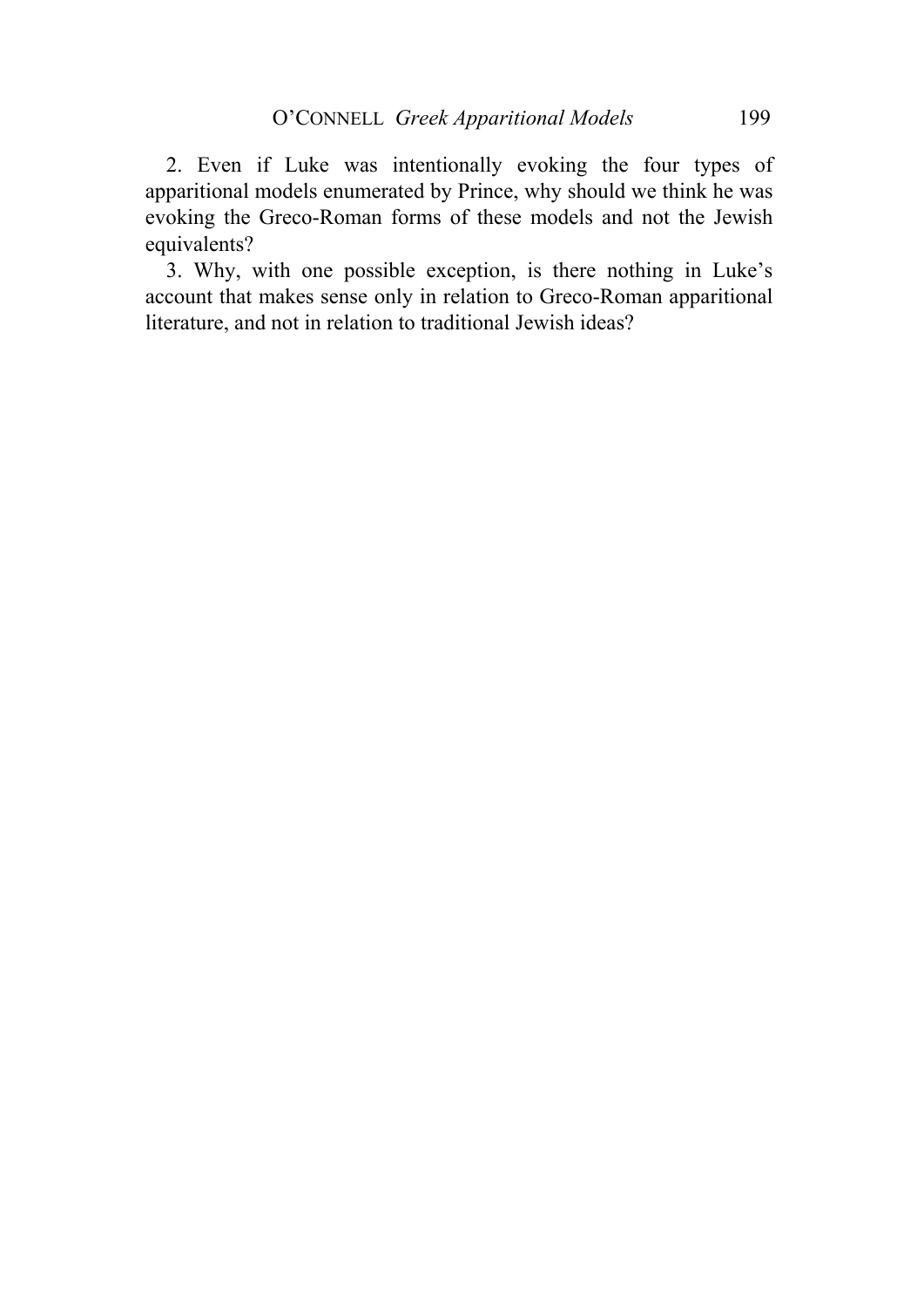2. Even if Luke was intentionally evoking the four types of apparitional models enumerated by Prince, why should we think he was evoking the Greco-Roman forms of these models and not the Jewish equivalents?

3. Why, with one possible exception, is there nothing in Luke's account that makes sense only in relation to Greco-Roman apparitional literature, and not in relation to traditional Jewish ideas?